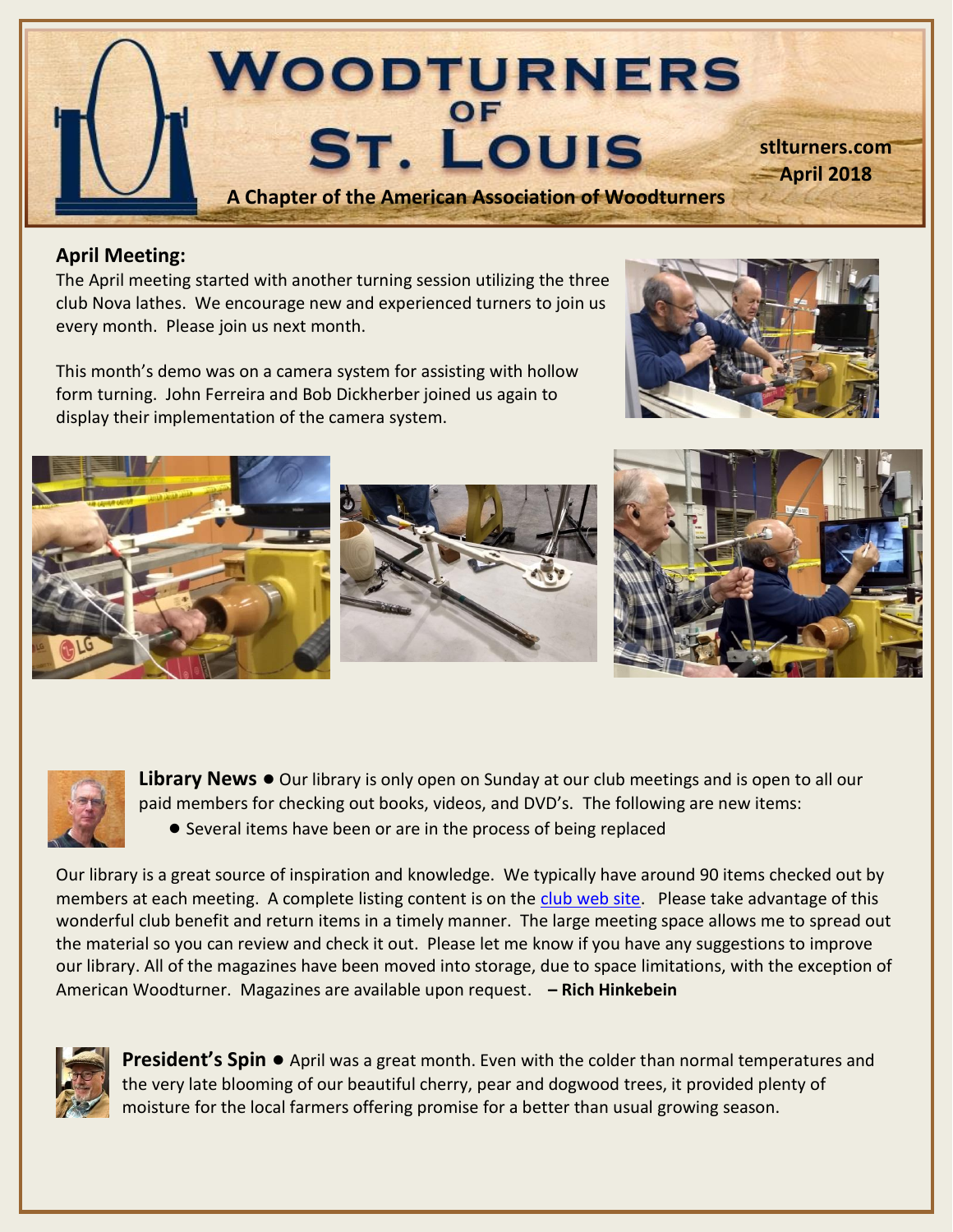# Woodturners of St. Louis

**A Chapter of the American Association of Woodturners**

**stlturners.com**
**April 2018**

## April Meeting:

The April meeting started with another turning session utilizing the three club Nova lathes. We encourage new and experienced turners to join us every month. Please join us next month.

This month's demo was on a camera system for assisting with hollow form turning. John Ferreira and Bob Dickherber joined us again to display their implementation of the camera system.

**Library News** ● Our library is only open on Sunday at our club meetings and is open to all our paid members for checking out books, videos, and DVD's. The following are new items:

- Several items have been or are in the process of being replaced

Our library is a great source of inspiration and knowledge. We typically have around 90 items checked out by members at each meeting. A complete listing content is on the club web site. Please take advantage of this wonderful club benefit and return items in a timely manner. The large meeting space allows me to spread out the material so you can review and check it out. Please let me know if you have any suggestions to improve our library. All of the magazines have been moved into storage, due to space limitations, with the exception of American Woodturner. Magazines are available upon request. **– Rich Hinkebein**

**President's Spin** ● April was a great month. Even with the colder than normal temperatures and the very late blooming of our beautiful cherry, pear and dogwood trees, it provided plenty of moisture for the local farmers offering promise for a better than usual growing season.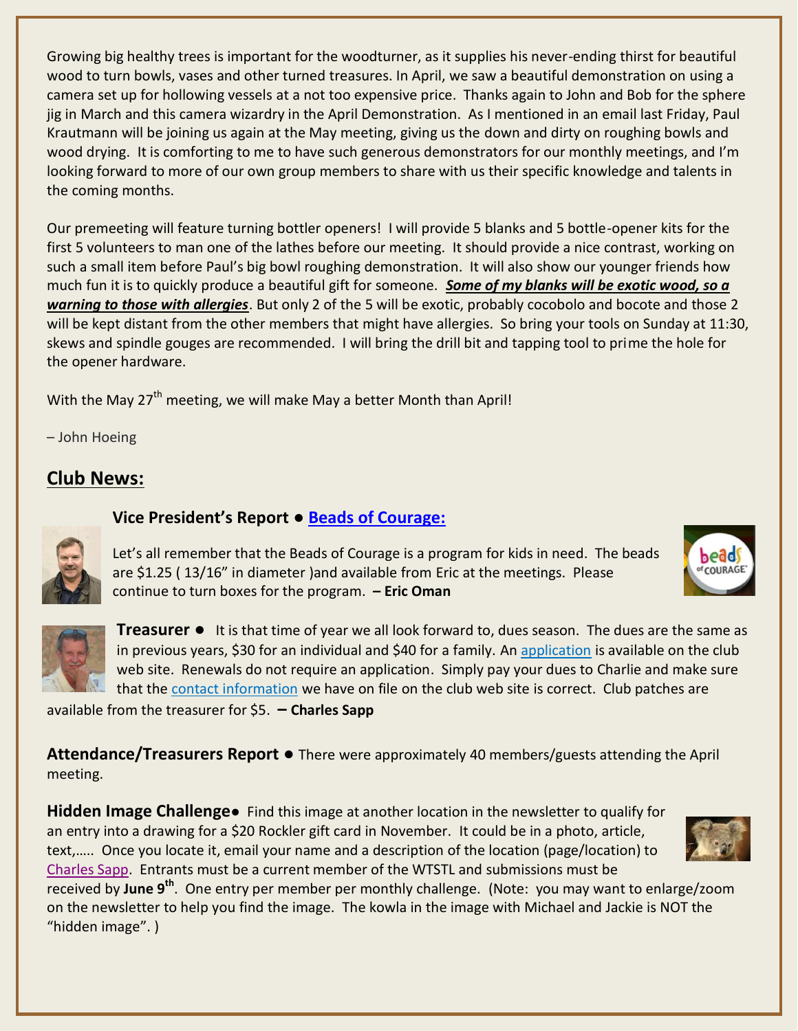Growing big healthy trees is important for the woodturner, as it supplies his never-ending thirst for beautiful wood to turn bowls, vases and other turned treasures. In April, we saw a beautiful demonstration on using a camera set up for hollowing vessels at a not too expensive price. Thanks again to John and Bob for the sphere jig in March and this camera wizardry in the April Demonstration. As I mentioned in an email last Friday, Paul Krautmann will be joining us again at the May meeting, giving us the down and dirty on roughing bowls and wood drying. It is comforting to me to have such generous demonstrators for our monthly meetings, and I'm looking forward to more of our own group members to share with us their specific knowledge and talents in the coming months.

Our premeeting will feature turning bottler openers! I will provide 5 blanks and 5 bottle-opener kits for the first 5 volunteers to man one of the lathes before our meeting. It should provide a nice contrast, working on such a small item before Paul's big bowl roughing demonstration. It will also show our younger friends how much fun it is to quickly produce a beautiful gift for someone. ***Some of my blanks will be exotic wood, so a warning to those with allergies***. But only 2 of the 5 will be exotic, probably cocobolo and bocote and those 2 will be kept distant from the other members that might have allergies. So bring your tools on Sunday at 11:30, skews and spindle gouges are recommended. I will bring the drill bit and tapping tool to prime the hole for the opener hardware.

With the May 27th meeting, we will make May a better Month than April!

– John Hoeing

## Club News:

### Vice President's Report ● Beads of Courage:

Let's all remember that the Beads of Courage is a program for kids in need. The beads are $1.25 ( 13/16" in diameter )and available from Eric at the meetings. Please continue to turn boxes for the program. **– Eric Oman**

**Treasurer ●** It is that time of year we all look forward to, dues season. The dues are the same as in previous years, $30 for an individual and $40 for a family. An application is available on the club web site. Renewals do not require an application. Simply pay your dues to Charlie and make sure that the contact information we have on file on the club web site is correct. Club patches are available from the treasurer for $5. **– Charles Sapp**

**Attendance/Treasurers Report ●** There were approximately 40 members/guests attending the April meeting.

**Hidden Image Challenge●** Find this image at another location in the newsletter to qualify for an entry into a drawing for a $20 Rockler gift card in November. It could be in a photo, article, text,….. Once you locate it, email your name and a description of the location (page/location) to Charles Sapp. Entrants must be a current member of the WTSTL and submissions must be received by **June 9th**. One entry per member per monthly challenge. (Note: you may want to enlarge/zoom on the newsletter to help you find the image. The kowla in the image with Michael and Jackie is NOT the "hidden image". )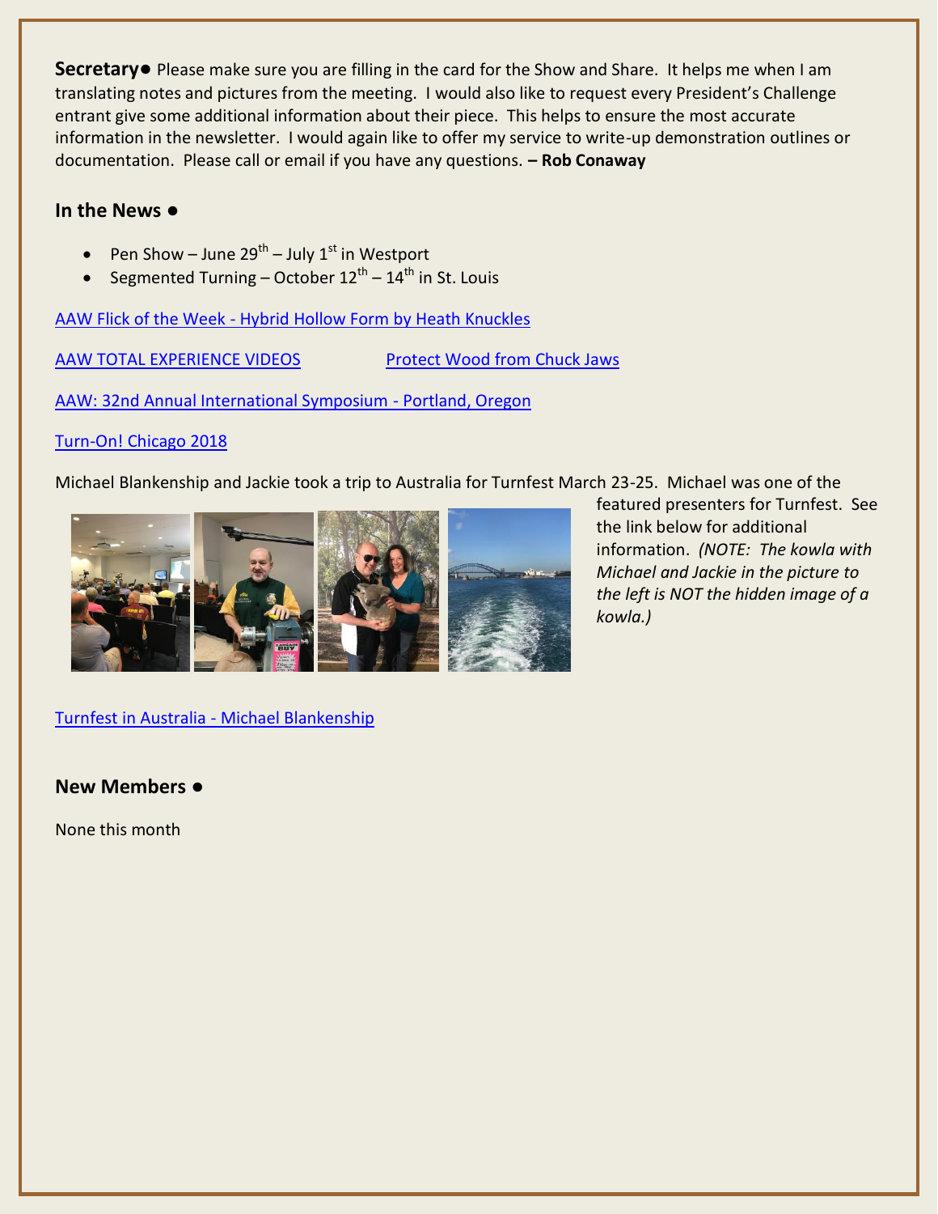**Secretary●** Please make sure you are filling in the card for the Show and Share. It helps me when I am translating notes and pictures from the meeting. I would also like to request every President's Challenge entrant give some additional information about their piece. This helps to ensure the most accurate information in the newsletter. I would again like to offer my service to write-up demonstration outlines or documentation. Please call or email if you have any questions. **– Rob Conaway**

### In the News ●

- Pen Show – June 29th – July 1st in Westport
- Segmented Turning – October 12th – 14th in St. Louis

AAW Flick of the Week - Hybrid Hollow Form by Heath Knuckles

AAW TOTAL EXPERIENCE VIDEOS    Protect Wood from Chuck Jaws

AAW: 32nd Annual International Symposium - Portland, Oregon

Turn-On! Chicago 2018

Michael Blankenship and Jackie took a trip to Australia for Turnfest March 23-25. Michael was one of the featured presenters for Turnfest. See the link below for additional information. *(NOTE: The kowla with Michael and Jackie in the picture to the left is NOT the hidden image of a kowla.)*

Turnfest in Australia - Michael Blankenship

### New Members ●

None this month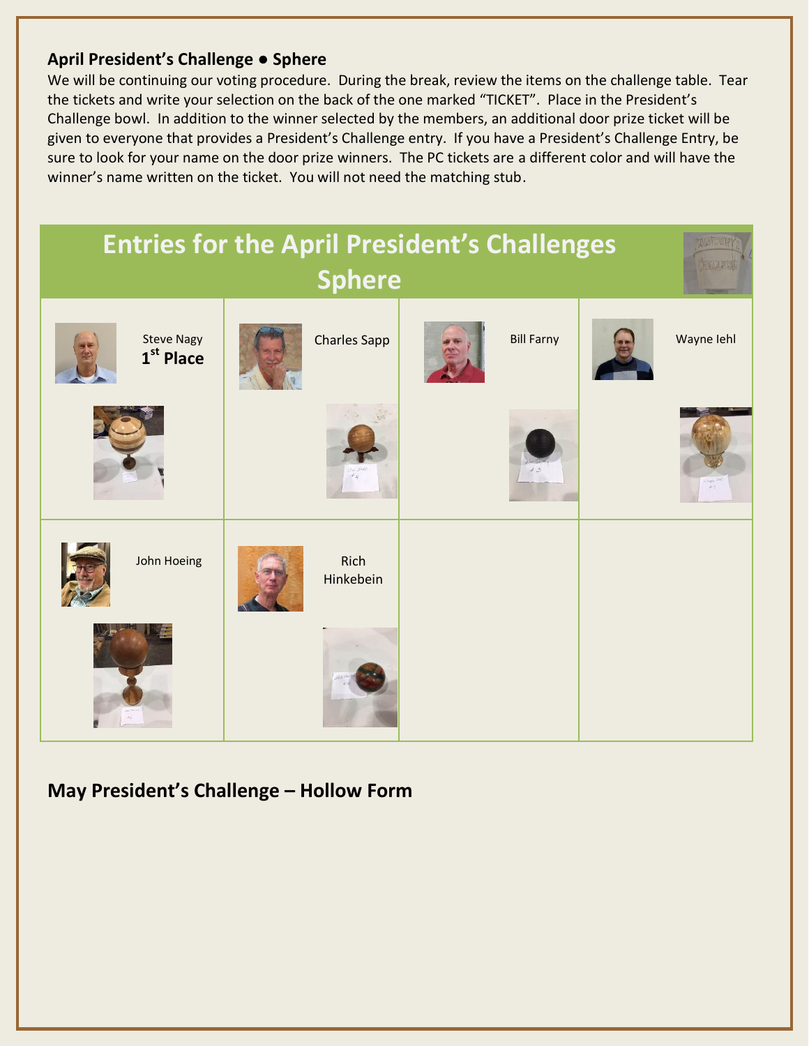**April President's Challenge ● Sphere**

We will be continuing our voting procedure. During the break, review the items on the challenge table. Tear the tickets and write your selection on the back of the one marked "TICKET". Place in the President's Challenge bowl. In addition to the winner selected by the members, an additional door prize ticket will be given to everyone that provides a President's Challenge entry. If you have a President's Challenge Entry, be sure to look for your name on the door prize winners. The PC tickets are a different color and will have the winner's name written on the ticket. You will not need the matching stub.

## Entries for the April President's Challenges Sphere

| | | | |
|---|---|---|---|
| Steve Nagy **1st Place** | Charles Sapp | Bill Farny | Wayne Iehl |
| John Hoeing | Rich Hinkebein | | |

## May President's Challenge – Hollow Form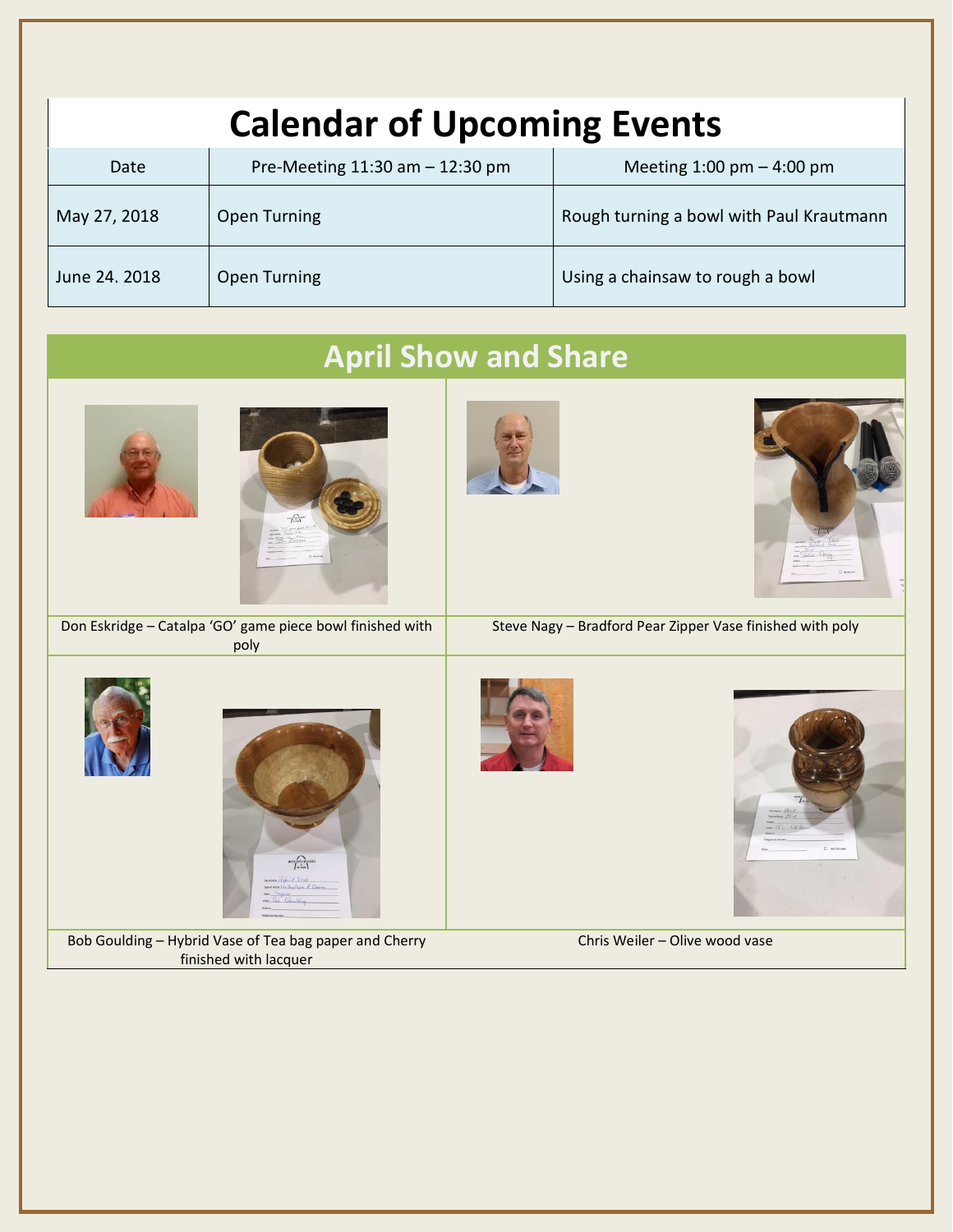# Calendar of Upcoming Events

| Date | Pre-Meeting 11:30 am – 12:30 pm | Meeting 1:00 pm – 4:00 pm |
|---|---|---|
| May 27, 2018 | Open Turning | Rough turning a bowl with Paul Krautmann |
| June 24. 2018 | Open Turning | Using a chainsaw to rough a bowl |

# April Show and Share

Don Eskridge – Catalpa 'GO' game piece bowl finished with poly

Steve Nagy – Bradford Pear Zipper Vase finished with poly

Bob Goulding – Hybrid Vase of Tea bag paper and Cherry finished with lacquer

Chris Weiler – Olive wood vase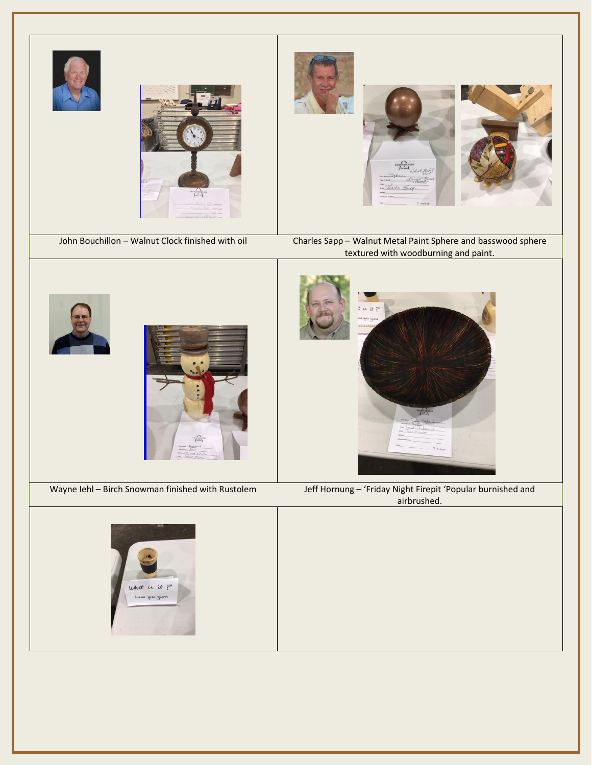| | |
|---|---|
| John Bouchillon – Walnut Clock finished with oil | Charles Sapp – Walnut Metal Paint Sphere and basswood sphere textured with woodburning and paint. |
| Wayne Iehl – Birch Snowman finished with Rustolem | Jeff Hornung – 'Friday Night Firepit 'Popular burnished and airbrushed. |
| What is it ? Leave your guess | |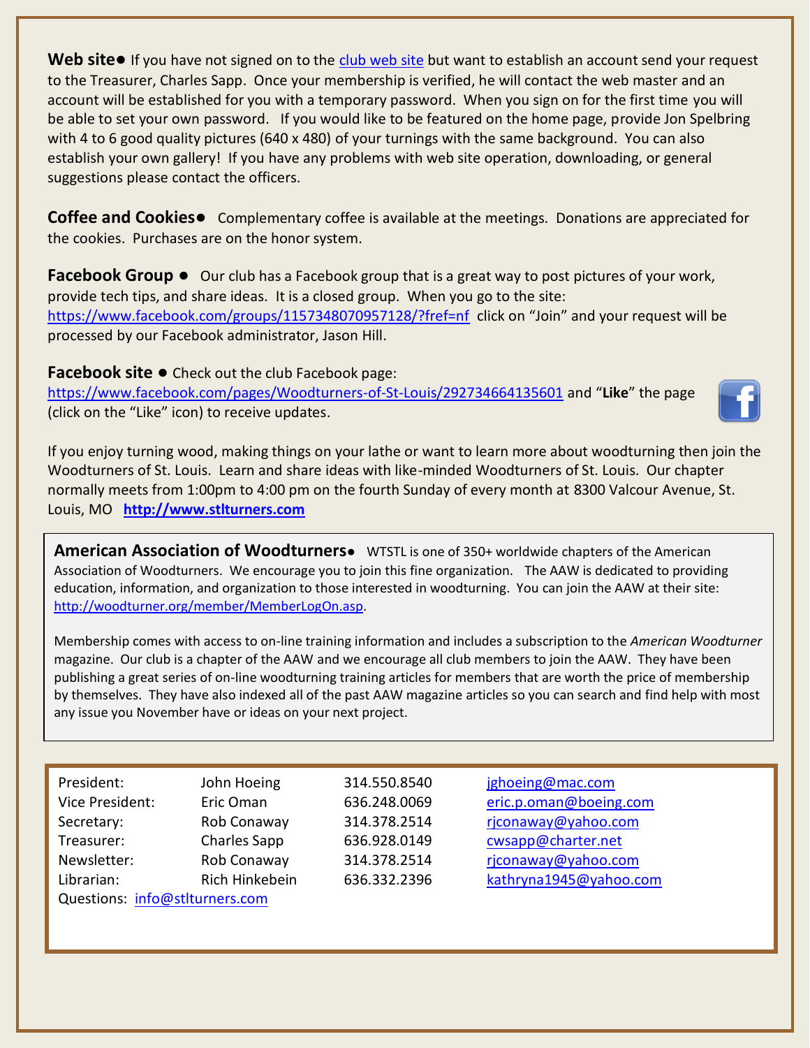**Web site●** If you have not signed on to the club web site but want to establish an account send your request to the Treasurer, Charles Sapp. Once your membership is verified, he will contact the web master and an account will be established for you with a temporary password. When you sign on for the first time you will be able to set your own password. If you would like to be featured on the home page, provide Jon Spelbring with 4 to 6 good quality pictures (640 x 480) of your turnings with the same background. You can also establish your own gallery! If you have any problems with web site operation, downloading, or general suggestions please contact the officers.

**Coffee and Cookies●** Complementary coffee is available at the meetings. Donations are appreciated for the cookies. Purchases are on the honor system.

**Facebook Group ●** Our club has a Facebook group that is a great way to post pictures of your work, provide tech tips, and share ideas. It is a closed group. When you go to the site: https://www.facebook.com/groups/1157348070957128/?fref=nf click on "Join" and your request will be processed by our Facebook administrator, Jason Hill.

**Facebook site ●** Check out the club Facebook page: https://www.facebook.com/pages/Woodturners-of-St-Louis/292734664135601 and "**Like**" the page (click on the "Like" icon) to receive updates.

If you enjoy turning wood, making things on your lathe or want to learn more about woodturning then join the Woodturners of St. Louis. Learn and share ideas with like-minded Woodturners of St. Louis. Our chapter normally meets from 1:00pm to 4:00 pm on the fourth Sunday of every month at 8300 Valcour Avenue, St. Louis, MO **http://www.stlturners.com**

**American Association of Woodturners●** WTSTL is one of 350+ worldwide chapters of the American Association of Woodturners. We encourage you to join this fine organization. The AAW is dedicated to providing education, information, and organization to those interested in woodturning. You can join the AAW at their site: http://woodturner.org/member/MemberLogOn.asp.

Membership comes with access to on-line training information and includes a subscription to the *American Woodturner* magazine. Our club is a chapter of the AAW and we encourage all club members to join the AAW. They have been publishing a great series of on-line woodturning training articles for members that are worth the price of membership by themselves. They have also indexed all of the past AAW magazine articles so you can search and find help with most any issue you November have or ideas on your next project.

| | | | |
|---|---|---|---|
| President: | John Hoeing | 314.550.8540 | jghoeing@mac.com |
| Vice President: | Eric Oman | 636.248.0069 | eric.p.oman@boeing.com |
| Secretary: | Rob Conaway | 314.378.2514 | rjconaway@yahoo.com |
| Treasurer: | Charles Sapp | 636.928.0149 | cwsapp@charter.net |
| Newsletter: | Rob Conaway | 314.378.2514 | rjconaway@yahoo.com |
| Librarian: | Rich Hinkebein | 636.332.2396 | kathryna1945@yahoo.com |

Questions: info@stlturners.com